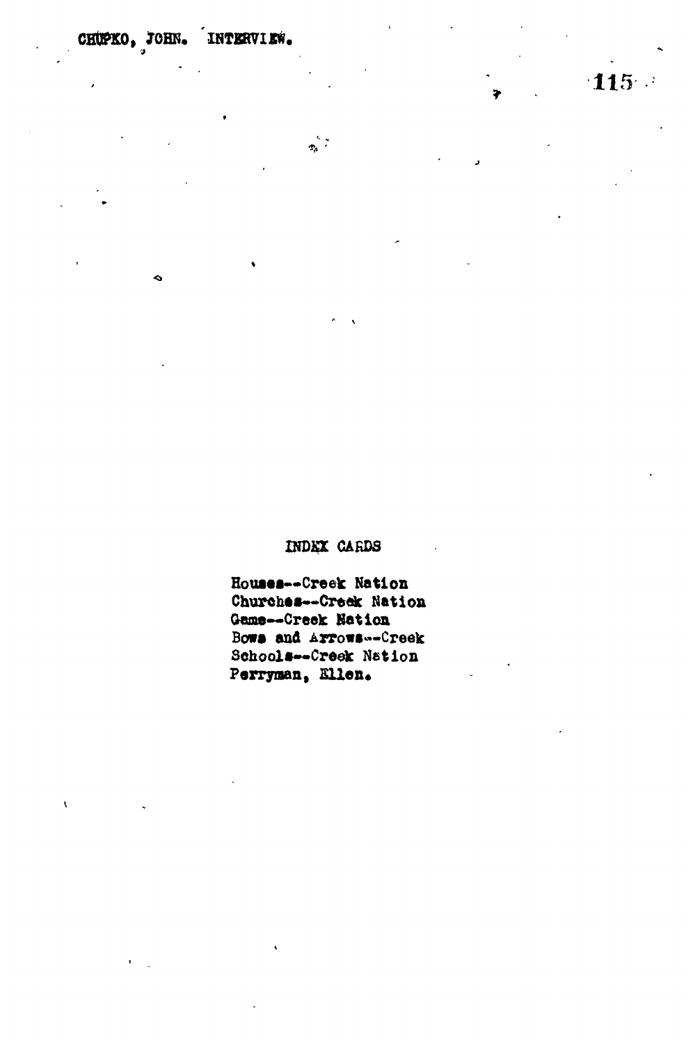CHUPKO, JOHN. INTERVIEW.

## INDEX CARDS

Houses--Creek Nation
Churches--Creek Nation
Game--Creek Nation
Bows and Arrows--Creek
Schools--Creek Nation
Perryman, Ellen.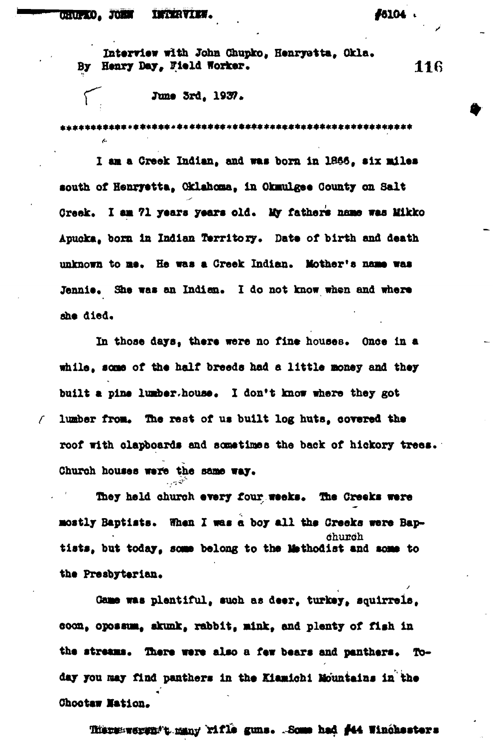Interview with John Chupko, Henryetta, Okla.
By Henry Day, Field Worker.

June 3rd, 1937.

*************************************************************

I am a Creek Indian, and was born in 1866, six miles south of Henryetta, Oklahoma, in Okmulgee County on Salt Creek. I am 71 years years old. My father's name was Mikko Apucka, born in Indian Territory. Date of birth and death unknown to me. He was a Creek Indian. Mother's name was Jennie. She was an Indian. I do not know when and where she died.

In those days, there were no fine houses. Once in a while, some of the half breeds had a little money and they built a pine lumber house. I don't know where they got lumber from. The rest of us built log huts, covered the roof with clapboards and sometimes the back of hickory trees. Church houses were the same way.

They held church every four weeks. The Creeks were mostly Baptists. When I was a boy all the Creeks were Baptists, but today, some belong to the Methodist church and some to the Presbyterian.

Game was plentiful, such as deer, turkey, squirrels, coon, opossum, skunk, rabbit, mink, and plenty of fish in the streams. There were also a few bears and panthers. Today you may find panthers in the Kiamichi Mountains in the Choctaw Nation.

There weren't many rifle guns. Some had #44 Winchesters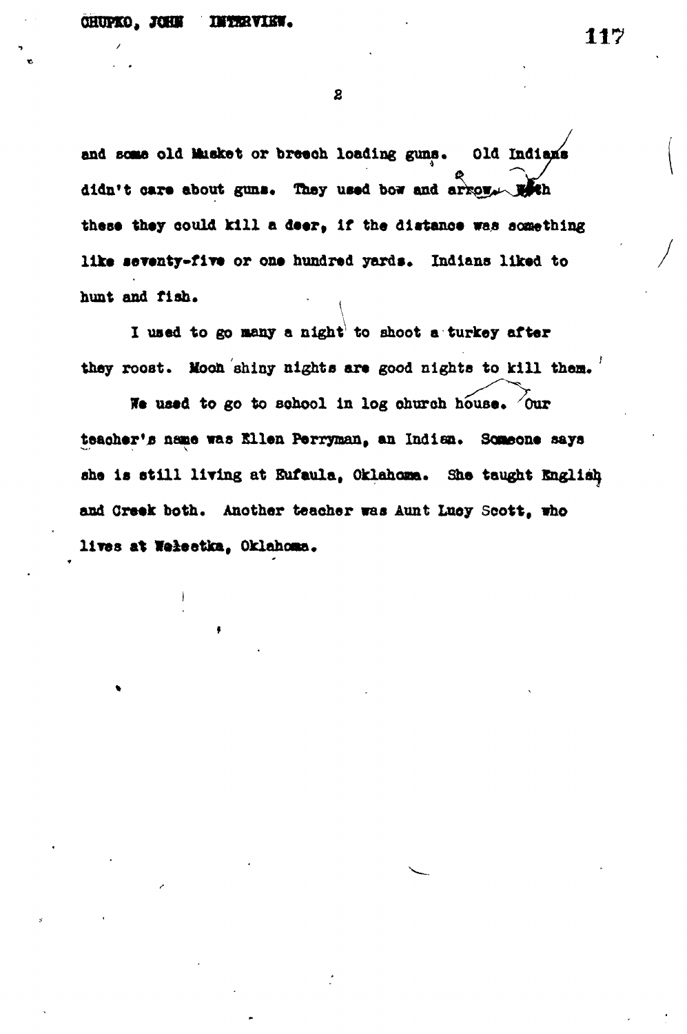and some old Musket or breech loading guns. Old Indians didn't care about guns. They used bow and arrow. With these they could kill a deer, if the distance was something like seventy-five or one hundred yards. Indians liked to hunt and fish.

I used to go many a night to shoot a turkey after they roost. Moon shiny nights are good nights to kill them.

We used to go to school in log church house. Our teacher's name was Ellen Perryman, an Indian. Someone says she is still living at Eufaula, Oklahoma. She taught English and Creek both. Another teacher was Aunt Lucy Scott, who lives at Weleetka, Oklahoma.